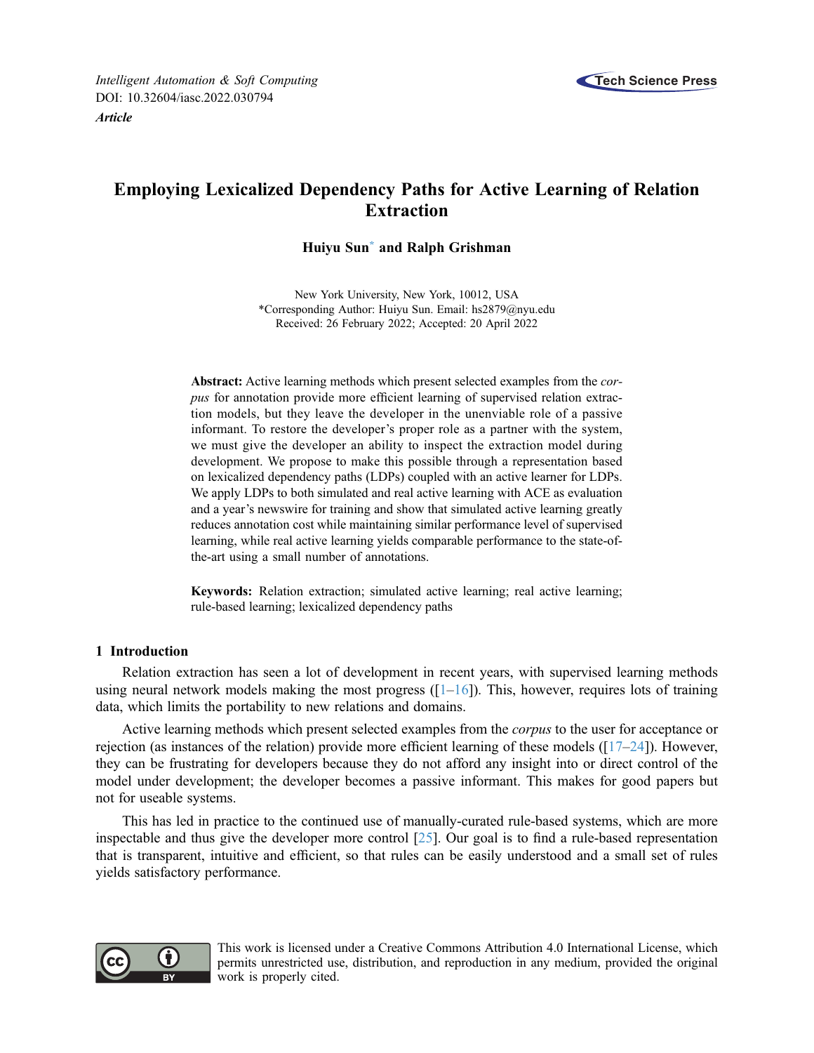# Employing Lexicalized Dependency Paths for Active Learning of Relation Extraction

**Huiyu Sun* and Ralph Grishman**

New York University, New York, 10012, USA
*Corresponding Author: Huiyu Sun. Email: hs2879@nyu.edu
Received: 26 February 2022; Accepted: 20 April 2022

**Abstract:** Active learning methods which present selected examples from the *corpus* for annotation provide more efficient learning of supervised relation extraction models, but they leave the developer in the unenviable role of a passive informant. To restore the developer's proper role as a partner with the system, we must give the developer an ability to inspect the extraction model during development. We propose to make this possible through a representation based on lexicalized dependency paths (LDPs) coupled with an active learner for LDPs. We apply LDPs to both simulated and real active learning with ACE as evaluation and a year's newswire for training and show that simulated active learning greatly reduces annotation cost while maintaining similar performance level of supervised learning, while real active learning yields comparable performance to the state-of-the-art using a small number of annotations.

**Keywords:** Relation extraction; simulated active learning; real active learning; rule-based learning; lexicalized dependency paths

## 1 Introduction

Relation extraction has seen a lot of development in recent years, with supervised learning methods using neural network models making the most progress ([1–16]). This, however, requires lots of training data, which limits the portability to new relations and domains.

Active learning methods which present selected examples from the *corpus* to the user for acceptance or rejection (as instances of the relation) provide more efficient learning of these models ([17–24]). However, they can be frustrating for developers because they do not afford any insight into or direct control of the model under development; the developer becomes a passive informant. This makes for good papers but not for useable systems.

This has led in practice to the continued use of manually-curated rule-based systems, which are more inspectable and thus give the developer more control [25]. Our goal is to find a rule-based representation that is transparent, intuitive and efficient, so that rules can be easily understood and a small set of rules yields satisfactory performance.

This work is licensed under a Creative Commons Attribution 4.0 International License, which permits unrestricted use, distribution, and reproduction in any medium, provided the original work is properly cited.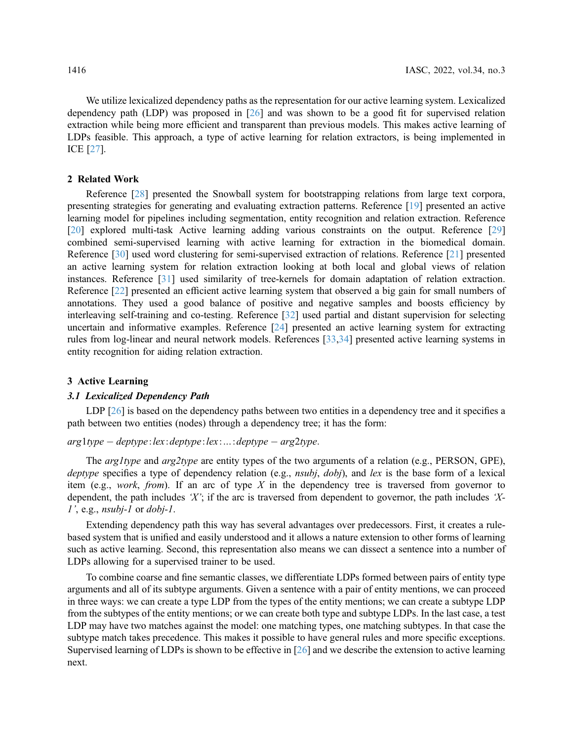We utilize lexicalized dependency paths as the representation for our active learning system. Lexicalized dependency path (LDP) was proposed in [26] and was shown to be a good fit for supervised relation extraction while being more efficient and transparent than previous models. This makes active learning of LDPs feasible. This approach, a type of active learning for relation extractors, is being implemented in ICE [27].

## 2 Related Work

Reference [28] presented the Snowball system for bootstrapping relations from large text corpora, presenting strategies for generating and evaluating extraction patterns. Reference [19] presented an active learning model for pipelines including segmentation, entity recognition and relation extraction. Reference [20] explored multi-task Active learning adding various constraints on the output. Reference [29] combined semi-supervised learning with active learning for extraction in the biomedical domain. Reference [30] used word clustering for semi-supervised extraction of relations. Reference [21] presented an active learning system for relation extraction looking at both local and global views of relation instances. Reference [31] used similarity of tree-kernels for domain adaptation of relation extraction. Reference [22] presented an efficient active learning system that observed a big gain for small numbers of annotations. They used a good balance of positive and negative samples and boosts efficiency by interleaving self-training and co-testing. Reference [32] used partial and distant supervision for selecting uncertain and informative examples. Reference [24] presented an active learning system for extracting rules from log-linear and neural network models. References [33,34] presented active learning systems in entity recognition for aiding relation extraction.

## 3 Active Learning

### 3.1 Lexicalized Dependency Path

LDP [26] is based on the dependency paths between two entities in a dependency tree and it specifies a path between two entities (nodes) through a dependency tree; it has the form:

$arg1type - deptype{:}lex{:}deptype{:}lex{:}\ldots{:}deptype - arg2type$.

The *arg1type* and *arg2type* are entity types of the two arguments of a relation (e.g., PERSON, GPE), *deptype* specifies a type of dependency relation (e.g., *nsubj*, *dobj*), and *lex* is the base form of a lexical item (e.g., *work*, *from*). If an arc of type $X$ in the dependency tree is traversed from governor to dependent, the path includes *'X'*; if the arc is traversed from dependent to governor, the path includes *'X-1'*, e.g., *nsubj-1* or *dobj-1*.

Extending dependency path this way has several advantages over predecessors. First, it creates a rule-based system that is unified and easily understood and it allows a nature extension to other forms of learning such as active learning. Second, this representation also means we can dissect a sentence into a number of LDPs allowing for a supervised trainer to be used.

To combine coarse and fine semantic classes, we differentiate LDPs formed between pairs of entity type arguments and all of its subtype arguments. Given a sentence with a pair of entity mentions, we can proceed in three ways: we can create a type LDP from the types of the entity mentions; we can create a subtype LDP from the subtypes of the entity mentions; or we can create both type and subtype LDPs. In the last case, a test LDP may have two matches against the model: one matching types, one matching subtypes. In that case the subtype match takes precedence. This makes it possible to have general rules and more specific exceptions. Supervised learning of LDPs is shown to be effective in [26] and we describe the extension to active learning next.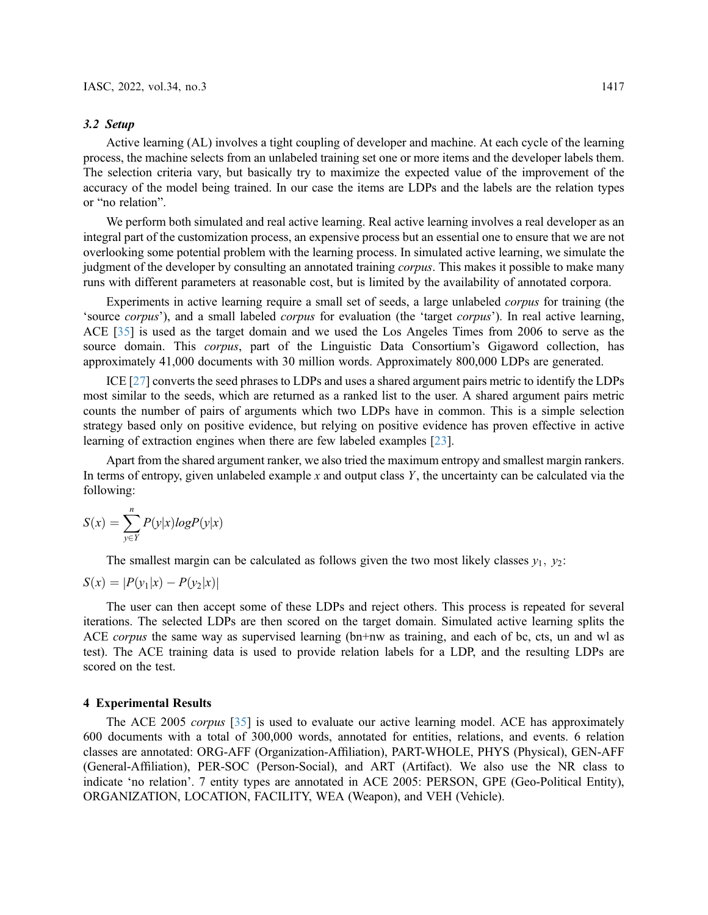### 3.2 Setup

Active learning (AL) involves a tight coupling of developer and machine. At each cycle of the learning process, the machine selects from an unlabeled training set one or more items and the developer labels them. The selection criteria vary, but basically try to maximize the expected value of the improvement of the accuracy of the model being trained. In our case the items are LDPs and the labels are the relation types or "no relation".

We perform both simulated and real active learning. Real active learning involves a real developer as an integral part of the customization process, an expensive process but an essential one to ensure that we are not overlooking some potential problem with the learning process. In simulated active learning, we simulate the judgment of the developer by consulting an annotated training *corpus*. This makes it possible to make many runs with different parameters at reasonable cost, but is limited by the availability of annotated corpora.

Experiments in active learning require a small set of seeds, a large unlabeled *corpus* for training (the 'source *corpus*'), and a small labeled *corpus* for evaluation (the 'target *corpus*'). In real active learning, ACE [35] is used as the target domain and we used the Los Angeles Times from 2006 to serve as the source domain. This *corpus*, part of the Linguistic Data Consortium's Gigaword collection, has approximately 41,000 documents with 30 million words. Approximately 800,000 LDPs are generated.

ICE [27] converts the seed phrases to LDPs and uses a shared argument pairs metric to identify the LDPs most similar to the seeds, which are returned as a ranked list to the user. A shared argument pairs metric counts the number of pairs of arguments which two LDPs have in common. This is a simple selection strategy based only on positive evidence, but relying on positive evidence has proven effective in active learning of extraction engines when there are few labeled examples [23].

Apart from the shared argument ranker, we also tried the maximum entropy and smallest margin rankers. In terms of entropy, given unlabeled example $x$ and output class $Y$, the uncertainty can be calculated via the following:

$$S(x) = \sum_{y \in Y}^{n} P(y|x) log P(y|x)$$

The smallest margin can be calculated as follows given the two most likely classes $y_1, \ y_2$:

$$S(x) = |P(y_1|x) - P(y_2|x)|$$

The user can then accept some of these LDPs and reject others. This process is repeated for several iterations. The selected LDPs are then scored on the target domain. Simulated active learning splits the ACE *corpus* the same way as supervised learning (bn+nw as training, and each of bc, cts, un and wl as test). The ACE training data is used to provide relation labels for a LDP, and the resulting LDPs are scored on the test.

## 4 Experimental Results

The ACE 2005 *corpus* [35] is used to evaluate our active learning model. ACE has approximately 600 documents with a total of 300,000 words, annotated for entities, relations, and events. 6 relation classes are annotated: ORG-AFF (Organization-Affiliation), PART-WHOLE, PHYS (Physical), GEN-AFF (General-Affiliation), PER-SOC (Person-Social), and ART (Artifact). We also use the NR class to indicate 'no relation'. 7 entity types are annotated in ACE 2005: PERSON, GPE (Geo-Political Entity), ORGANIZATION, LOCATION, FACILITY, WEA (Weapon), and VEH (Vehicle).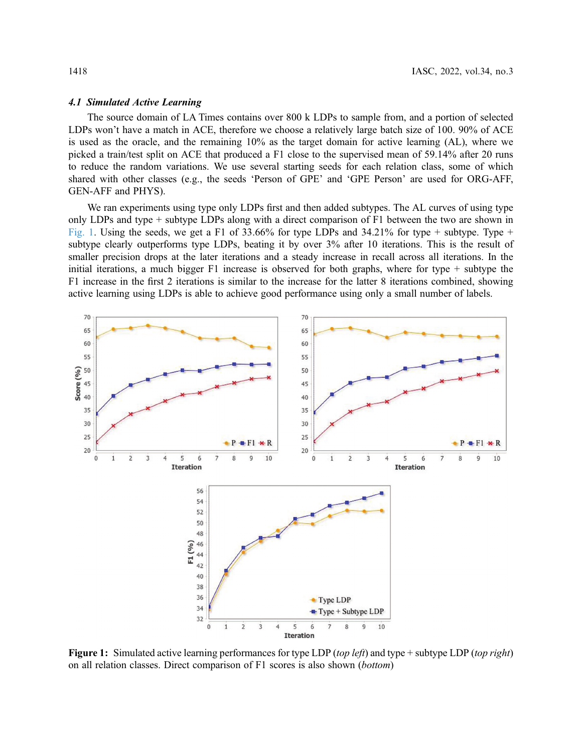### 4.1 Simulated Active Learning

The source domain of LA Times contains over 800 k LDPs to sample from, and a portion of selected LDPs won't have a match in ACE, therefore we choose a relatively large batch size of 100. 90% of ACE is used as the oracle, and the remaining 10% as the target domain for active learning (AL), where we picked a train/test split on ACE that produced a F1 close to the supervised mean of 59.14% after 20 runs to reduce the random variations. We use several starting seeds for each relation class, some of which shared with other classes (e.g., the seeds 'Person of GPE' and 'GPE Person' are used for ORG-AFF, GEN-AFF and PHYS).

We ran experiments using type only LDPs first and then added subtypes. The AL curves of using type only LDPs and type + subtype LDPs along with a direct comparison of F1 between the two are shown in Fig. 1. Using the seeds, we get a F1 of 33.66% for type LDPs and 34.21% for type + subtype. Type + subtype clearly outperforms type LDPs, beating it by over 3% after 10 iterations. This is the result of smaller precision drops at the later iterations and a steady increase in recall across all iterations. In the initial iterations, a much bigger F1 increase is observed for both graphs, where for type + subtype the F1 increase in the first 2 iterations is similar to the increase for the latter 8 iterations combined, showing active learning using LDPs is able to achieve good performance using only a small number of labels.

**Figure 1:** Simulated active learning performances for type LDP (*top left*) and type + subtype LDP (*top right*) on all relation classes. Direct comparison of F1 scores is also shown (*bottom*)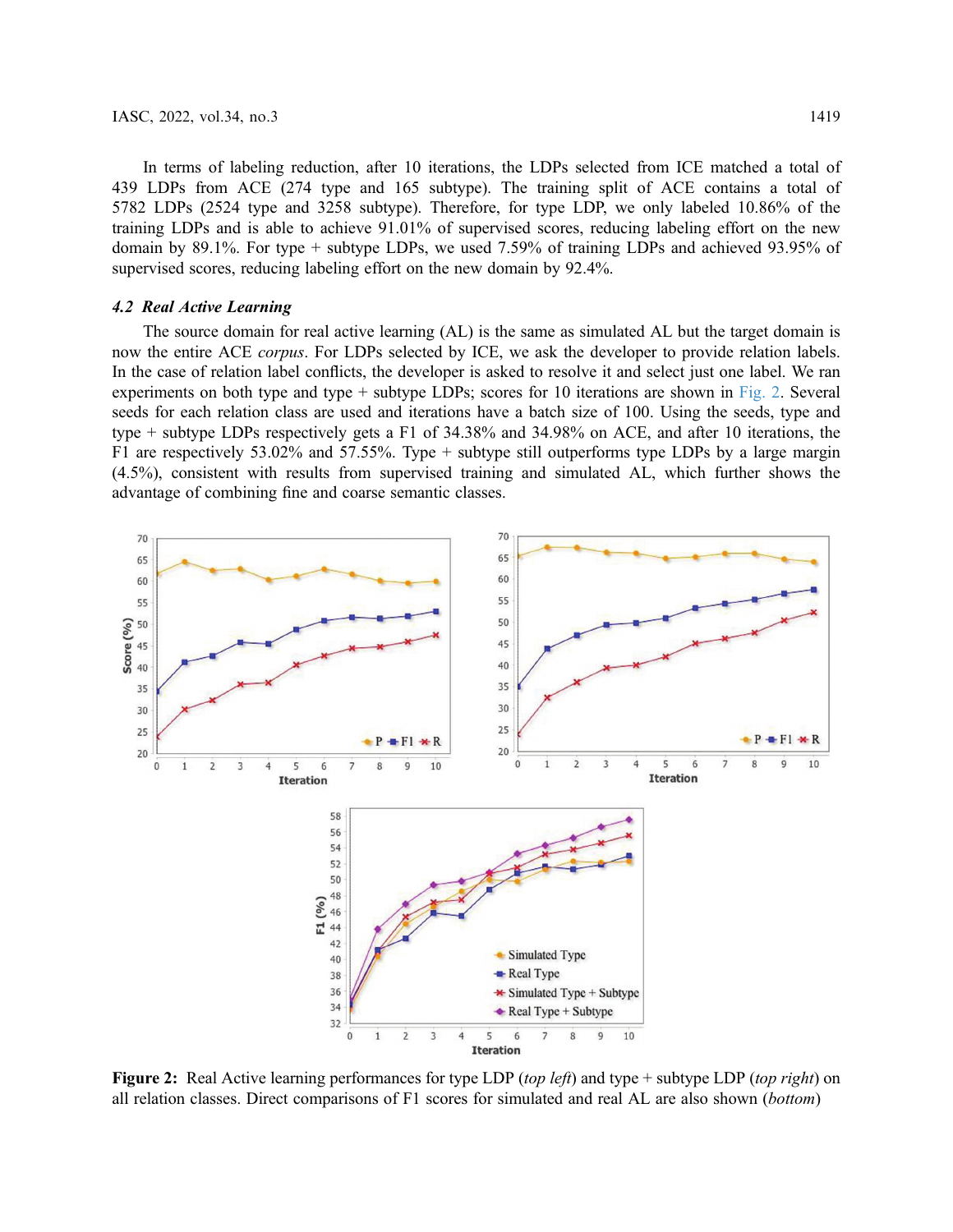In terms of labeling reduction, after 10 iterations, the LDPs selected from ICE matched a total of 439 LDPs from ACE (274 type and 165 subtype). The training split of ACE contains a total of 5782 LDPs (2524 type and 3258 subtype). Therefore, for type LDP, we only labeled 10.86% of the training LDPs and is able to achieve 91.01% of supervised scores, reducing labeling effort on the new domain by 89.1%. For type + subtype LDPs, we used 7.59% of training LDPs and achieved 93.95% of supervised scores, reducing labeling effort on the new domain by 92.4%.

### *4.2 Real Active Learning*

The source domain for real active learning (AL) is the same as simulated AL but the target domain is now the entire ACE *corpus*. For LDPs selected by ICE, we ask the developer to provide relation labels. In the case of relation label conflicts, the developer is asked to resolve it and select just one label. We ran experiments on both type and type + subtype LDPs; scores for 10 iterations are shown in Fig. 2. Several seeds for each relation class are used and iterations have a batch size of 100. Using the seeds, type and type + subtype LDPs respectively gets a F1 of 34.38% and 34.98% on ACE, and after 10 iterations, the F1 are respectively 53.02% and 57.55%. Type + subtype still outperforms type LDPs by a large margin (4.5%), consistent with results from supervised training and simulated AL, which further shows the advantage of combining fine and coarse semantic classes.

**Figure 2:** Real Active learning performances for type LDP (*top left*) and type + subtype LDP (*top right*) on all relation classes. Direct comparisons of F1 scores for simulated and real AL are also shown (*bottom*)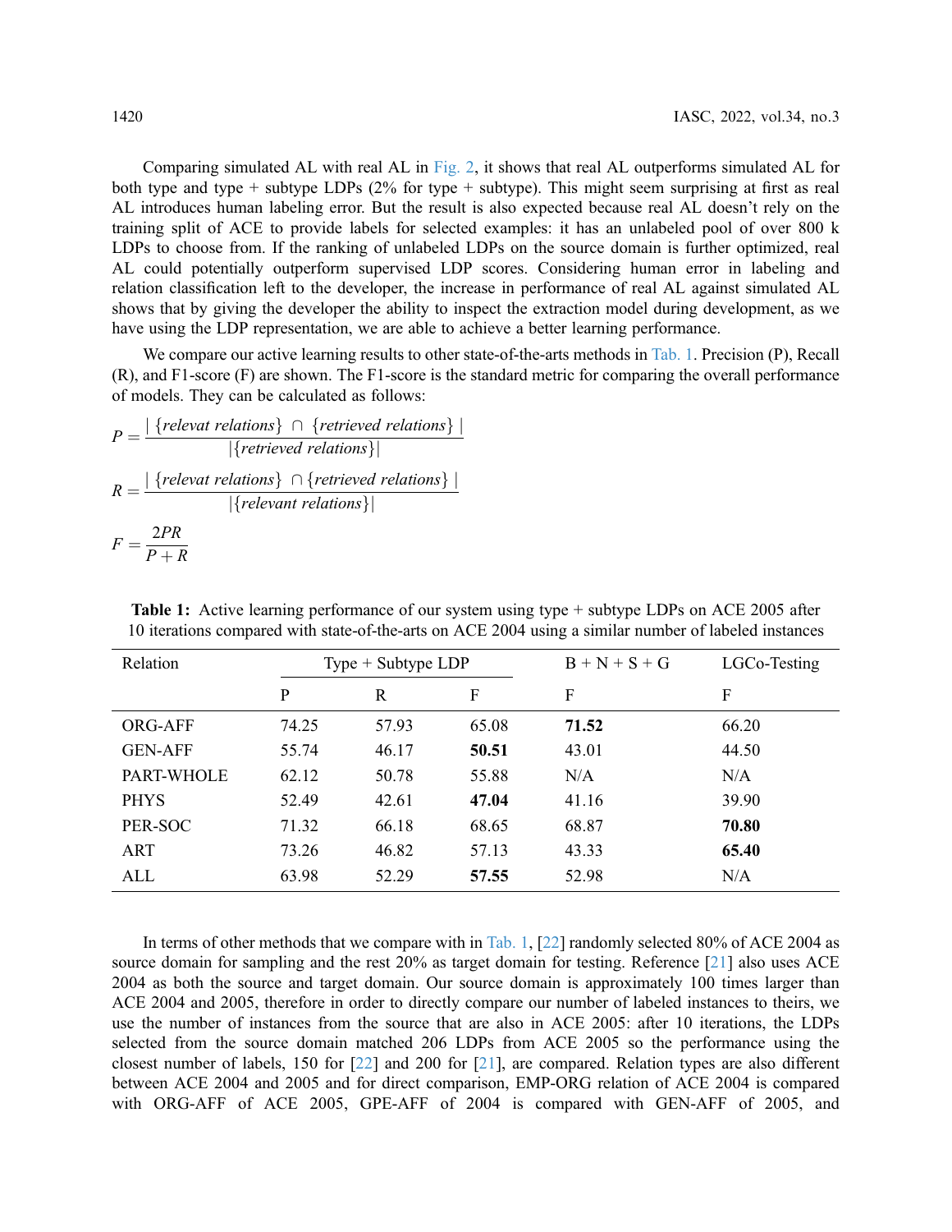Comparing simulated AL with real AL in Fig. 2, it shows that real AL outperforms simulated AL for both type and type + subtype LDPs (2% for type + subtype). This might seem surprising at first as real AL introduces human labeling error. But the result is also expected because real AL doesn't rely on the training split of ACE to provide labels for selected examples: it has an unlabeled pool of over 800 k LDPs to choose from. If the ranking of unlabeled LDPs on the source domain is further optimized, real AL could potentially outperform supervised LDP scores. Considering human error in labeling and relation classification left to the developer, the increase in performance of real AL against simulated AL shows that by giving the developer the ability to inspect the extraction model during development, as we have using the LDP representation, we are able to achieve a better learning performance.

We compare our active learning results to other state-of-the-arts methods in Tab. 1. Precision (P), Recall (R), and F1-score (F) are shown. The F1-score is the standard metric for comparing the overall performance of models. They can be calculated as follows:

$$P = \frac{|\{relevat\ relations\} \cap \{retrieved\ relations\}|}{|\{retrieved\ relations\}|}$$

$$R = \frac{|\{relevat\ relations\} \cap \{retrieved\ relations\}|}{|\{relevant\ relations\}|}$$

$$F = \frac{2PR}{P+R}$$

**Table 1:** Active learning performance of our system using type + subtype LDPs on ACE 2005 after 10 iterations compared with state-of-the-arts on ACE 2004 using a similar number of labeled instances

| Relation | Type + Subtype LDP | | | B + N + S + G | LGCo-Testing |
|---|---|---|---|---|---|
| | P | R | F | F | F |
| ORG-AFF | 74.25 | 57.93 | 65.08 | **71.52** | 66.20 |
| GEN-AFF | 55.74 | 46.17 | **50.51** | 43.01 | 44.50 |
| PART-WHOLE | 62.12 | 50.78 | 55.88 | N/A | N/A |
| PHYS | 52.49 | 42.61 | **47.04** | 41.16 | 39.90 |
| PER-SOC | 71.32 | 66.18 | 68.65 | 68.87 | **70.80** |
| ART | 73.26 | 46.82 | 57.13 | 43.33 | **65.40** |
| ALL | 63.98 | 52.29 | **57.55** | 52.98 | N/A |

In terms of other methods that we compare with in Tab. 1, [22] randomly selected 80% of ACE 2004 as source domain for sampling and the rest 20% as target domain for testing. Reference [21] also uses ACE 2004 as both the source and target domain. Our source domain is approximately 100 times larger than ACE 2004 and 2005, therefore in order to directly compare our number of labeled instances to theirs, we use the number of instances from the source that are also in ACE 2005: after 10 iterations, the LDPs selected from the source domain matched 206 LDPs from ACE 2005 so the performance using the closest number of labels, 150 for [22] and 200 for [21], are compared. Relation types are also different between ACE 2004 and 2005 and for direct comparison, EMP-ORG relation of ACE 2004 is compared with ORG-AFF of ACE 2005, GPE-AFF of 2004 is compared with GEN-AFF of 2005, and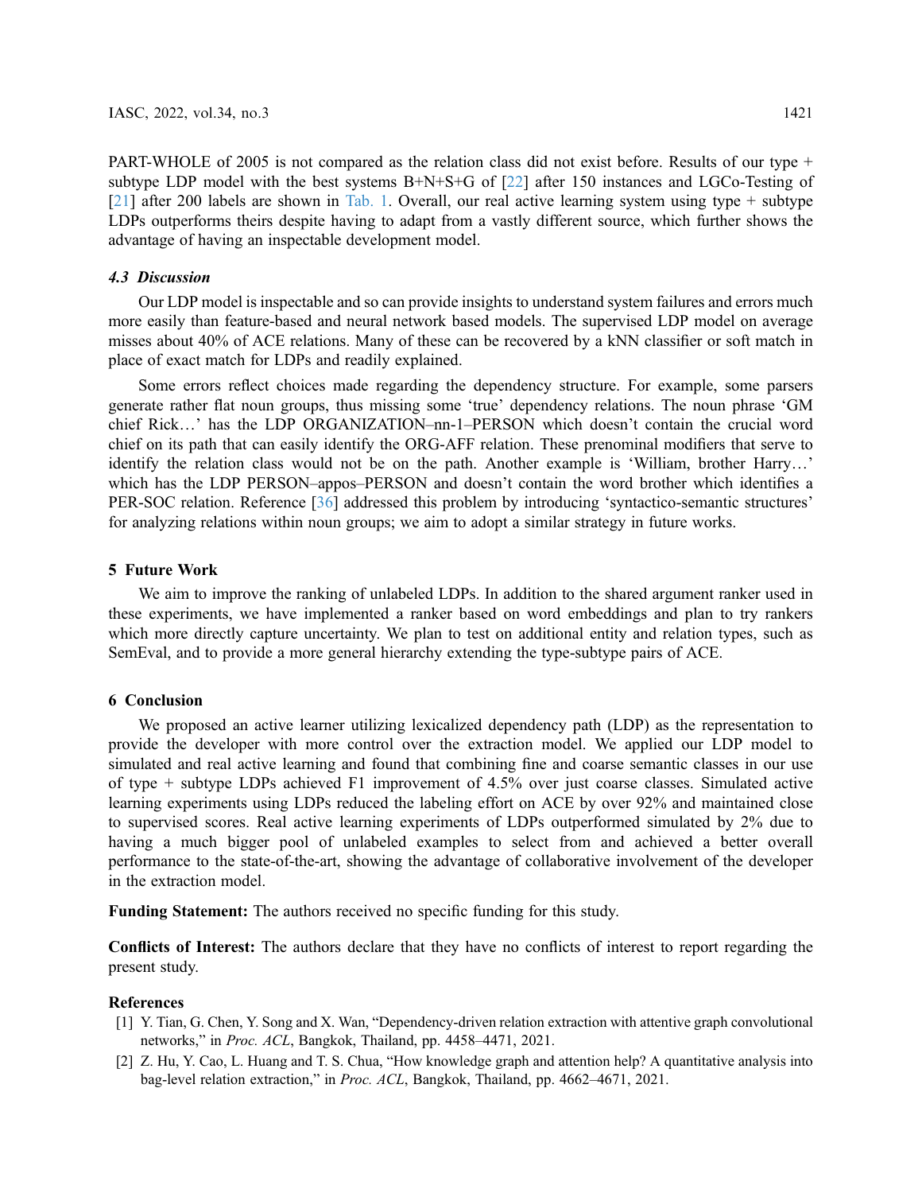PART-WHOLE of 2005 is not compared as the relation class did not exist before. Results of our type + subtype LDP model with the best systems B+N+S+G of [22] after 150 instances and LGCo-Testing of [21] after 200 labels are shown in Tab. 1. Overall, our real active learning system using type + subtype LDPs outperforms theirs despite having to adapt from a vastly different source, which further shows the advantage of having an inspectable development model.

### *4.3 Discussion*

Our LDP model is inspectable and so can provide insights to understand system failures and errors much more easily than feature-based and neural network based models. The supervised LDP model on average misses about 40% of ACE relations. Many of these can be recovered by a kNN classifier or soft match in place of exact match for LDPs and readily explained.

Some errors reflect choices made regarding the dependency structure. For example, some parsers generate rather flat noun groups, thus missing some 'true' dependency relations. The noun phrase 'GM chief Rick…' has the LDP ORGANIZATION–nn-1–PERSON which doesn't contain the crucial word chief on its path that can easily identify the ORG-AFF relation. These prenominal modifiers that serve to identify the relation class would not be on the path. Another example is 'William, brother Harry…' which has the LDP PERSON–appos–PERSON and doesn't contain the word brother which identifies a PER-SOC relation. Reference [36] addressed this problem by introducing 'syntactico-semantic structures' for analyzing relations within noun groups; we aim to adopt a similar strategy in future works.

## 5 Future Work

We aim to improve the ranking of unlabeled LDPs. In addition to the shared argument ranker used in these experiments, we have implemented a ranker based on word embeddings and plan to try rankers which more directly capture uncertainty. We plan to test on additional entity and relation types, such as SemEval, and to provide a more general hierarchy extending the type-subtype pairs of ACE.

## 6 Conclusion

We proposed an active learner utilizing lexicalized dependency path (LDP) as the representation to provide the developer with more control over the extraction model. We applied our LDP model to simulated and real active learning and found that combining fine and coarse semantic classes in our use of type + subtype LDPs achieved F1 improvement of 4.5% over just coarse classes. Simulated active learning experiments using LDPs reduced the labeling effort on ACE by over 92% and maintained close to supervised scores. Real active learning experiments of LDPs outperformed simulated by 2% due to having a much bigger pool of unlabeled examples to select from and achieved a better overall performance to the state-of-the-art, showing the advantage of collaborative involvement of the developer in the extraction model.

**Funding Statement:** The authors received no specific funding for this study.

**Conflicts of Interest:** The authors declare that they have no conflicts of interest to report regarding the present study.

## References

[1] Y. Tian, G. Chen, Y. Song and X. Wan, "Dependency-driven relation extraction with attentive graph convolutional networks," in *Proc. ACL*, Bangkok, Thailand, pp. 4458–4471, 2021.

[2] Z. Hu, Y. Cao, L. Huang and T. S. Chua, "How knowledge graph and attention help? A quantitative analysis into bag-level relation extraction," in *Proc. ACL*, Bangkok, Thailand, pp. 4662–4671, 2021.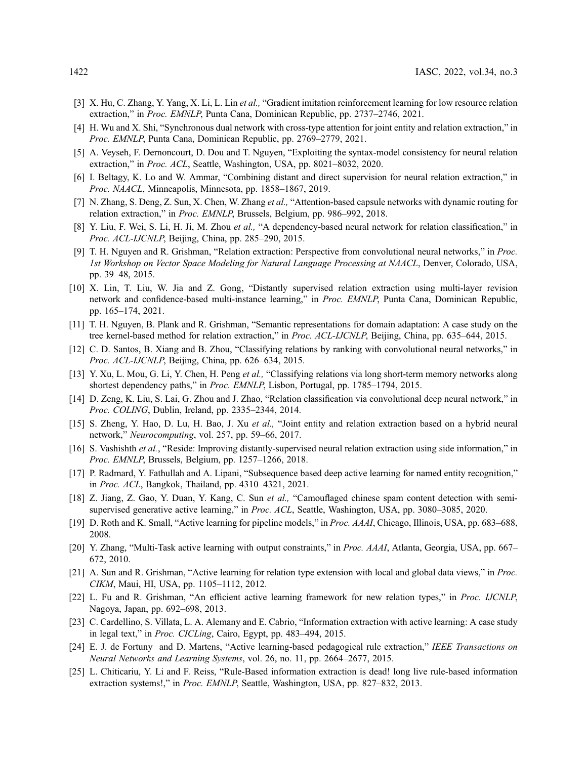[3] X. Hu, C. Zhang, Y. Yang, X. Li, L. Lin *et al.,* "Gradient imitation reinforcement learning for low resource relation extraction," in *Proc. EMNLP*, Punta Cana, Dominican Republic, pp. 2737–2746, 2021.

[4] H. Wu and X. Shi, "Synchronous dual network with cross-type attention for joint entity and relation extraction," in *Proc. EMNLP*, Punta Cana, Dominican Republic, pp. 2769–2779, 2021.

[5] A. Veyseh, F. Dernoncourt, D. Dou and T. Nguyen, "Exploiting the syntax-model consistency for neural relation extraction," in *Proc. ACL*, Seattle, Washington, USA, pp. 8021–8032, 2020.

[6] I. Beltagy, K. Lo and W. Ammar, "Combining distant and direct supervision for neural relation extraction," in *Proc. NAACL*, Minneapolis, Minnesota, pp. 1858–1867, 2019.

[7] N. Zhang, S. Deng, Z. Sun, X. Chen, W. Zhang *et al.,* "Attention-based capsule networks with dynamic routing for relation extraction," in *Proc. EMNLP*, Brussels, Belgium, pp. 986–992, 2018.

[8] Y. Liu, F. Wei, S. Li, H. Ji, M. Zhou *et al.,* "A dependency-based neural network for relation classification," in *Proc. ACL-IJCNLP*, Beijing, China, pp. 285–290, 2015.

[9] T. H. Nguyen and R. Grishman, "Relation extraction: Perspective from convolutional neural networks," in *Proc. 1st Workshop on Vector Space Modeling for Natural Language Processing at NAACL*, Denver, Colorado, USA, pp. 39–48, 2015.

[10] X. Lin, T. Liu, W. Jia and Z. Gong, "Distantly supervised relation extraction using multi-layer revision network and confidence-based multi-instance learning," in *Proc. EMNLP*, Punta Cana, Dominican Republic, pp. 165–174, 2021.

[11] T. H. Nguyen, B. Plank and R. Grishman, "Semantic representations for domain adaptation: A case study on the tree kernel-based method for relation extraction," in *Proc. ACL-IJCNLP*, Beijing, China, pp. 635–644, 2015.

[12] C. D. Santos, B. Xiang and B. Zhou, "Classifying relations by ranking with convolutional neural networks," in *Proc. ACL-IJCNLP*, Beijing, China, pp. 626–634, 2015.

[13] Y. Xu, L. Mou, G. Li, Y. Chen, H. Peng *et al.,* "Classifying relations via long short-term memory networks along shortest dependency paths," in *Proc. EMNLP*, Lisbon, Portugal, pp. 1785–1794, 2015.

[14] D. Zeng, K. Liu, S. Lai, G. Zhou and J. Zhao, "Relation classification via convolutional deep neural network," in *Proc. COLING*, Dublin, Ireland, pp. 2335–2344, 2014.

[15] S. Zheng, Y. Hao, D. Lu, H. Bao, J. Xu *et al.,* "Joint entity and relation extraction based on a hybrid neural network," *Neurocomputing*, vol. 257, pp. 59–66, 2017.

[16] S. Vashishth *et al.*, "Reside: Improving distantly-supervised neural relation extraction using side information," in *Proc. EMNLP*, Brussels, Belgium, pp. 1257–1266, 2018.

[17] P. Radmard, Y. Fathullah and A. Lipani, "Subsequence based deep active learning for named entity recognition," in *Proc. ACL*, Bangkok, Thailand, pp. 4310–4321, 2021.

[18] Z. Jiang, Z. Gao, Y. Duan, Y. Kang, C. Sun *et al.,* "Camouflaged chinese spam content detection with semi-supervised generative active learning," in *Proc. ACL*, Seattle, Washington, USA, pp. 3080–3085, 2020.

[19] D. Roth and K. Small, "Active learning for pipeline models," in *Proc. AAAI*, Chicago, Illinois, USA, pp. 683–688, 2008.

[20] Y. Zhang, "Multi-Task active learning with output constraints," in *Proc. AAAI*, Atlanta, Georgia, USA, pp. 667–672, 2010.

[21] A. Sun and R. Grishman, "Active learning for relation type extension with local and global data views," in *Proc. CIKM*, Maui, HI, USA, pp. 1105–1112, 2012.

[22] L. Fu and R. Grishman, "An efficient active learning framework for new relation types," in *Proc. IJCNLP*, Nagoya, Japan, pp. 692–698, 2013.

[23] C. Cardellino, S. Villata, L. A. Alemany and E. Cabrio, "Information extraction with active learning: A case study in legal text," in *Proc. CICLing*, Cairo, Egypt, pp. 483–494, 2015.

[24] E. J. de Fortuny and D. Martens, "Active learning-based pedagogical rule extraction," *IEEE Transactions on Neural Networks and Learning Systems*, vol. 26, no. 11, pp. 2664–2677, 2015.

[25] L. Chiticariu, Y. Li and F. Reiss, "Rule-Based information extraction is dead! long live rule-based information extraction systems!," in *Proc. EMNLP*, Seattle, Washington, USA, pp. 827–832, 2013.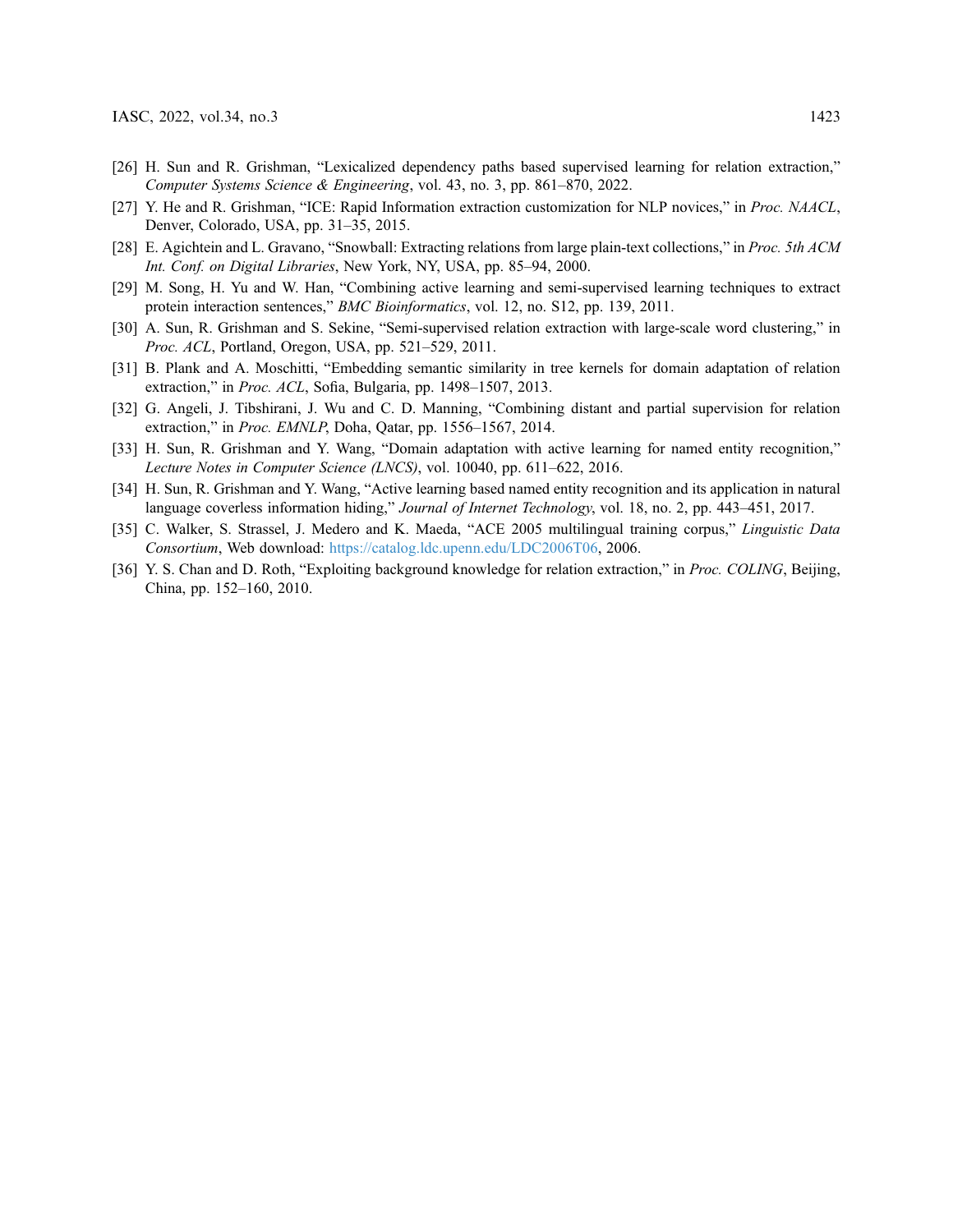[26] H. Sun and R. Grishman, "Lexicalized dependency paths based supervised learning for relation extraction," *Computer Systems Science & Engineering*, vol. 43, no. 3, pp. 861–870, 2022.

[27] Y. He and R. Grishman, "ICE: Rapid Information extraction customization for NLP novices," in *Proc. NAACL*, Denver, Colorado, USA, pp. 31–35, 2015.

[28] E. Agichtein and L. Gravano, "Snowball: Extracting relations from large plain-text collections," in *Proc. 5th ACM Int. Conf. on Digital Libraries*, New York, NY, USA, pp. 85–94, 2000.

[29] M. Song, H. Yu and W. Han, "Combining active learning and semi-supervised learning techniques to extract protein interaction sentences," *BMC Bioinformatics*, vol. 12, no. S12, pp. 139, 2011.

[30] A. Sun, R. Grishman and S. Sekine, "Semi-supervised relation extraction with large-scale word clustering," in *Proc. ACL*, Portland, Oregon, USA, pp. 521–529, 2011.

[31] B. Plank and A. Moschitti, "Embedding semantic similarity in tree kernels for domain adaptation of relation extraction," in *Proc. ACL*, Sofia, Bulgaria, pp. 1498–1507, 2013.

[32] G. Angeli, J. Tibshirani, J. Wu and C. D. Manning, "Combining distant and partial supervision for relation extraction," in *Proc. EMNLP*, Doha, Qatar, pp. 1556–1567, 2014.

[33] H. Sun, R. Grishman and Y. Wang, "Domain adaptation with active learning for named entity recognition," *Lecture Notes in Computer Science (LNCS)*, vol. 10040, pp. 611–622, 2016.

[34] H. Sun, R. Grishman and Y. Wang, "Active learning based named entity recognition and its application in natural language coverless information hiding," *Journal of Internet Technology*, vol. 18, no. 2, pp. 443–451, 2017.

[35] C. Walker, S. Strassel, J. Medero and K. Maeda, "ACE 2005 multilingual training corpus," *Linguistic Data Consortium*, Web download: https://catalog.ldc.upenn.edu/LDC2006T06, 2006.

[36] Y. S. Chan and D. Roth, "Exploiting background knowledge for relation extraction," in *Proc. COLING*, Beijing, China, pp. 152–160, 2010.